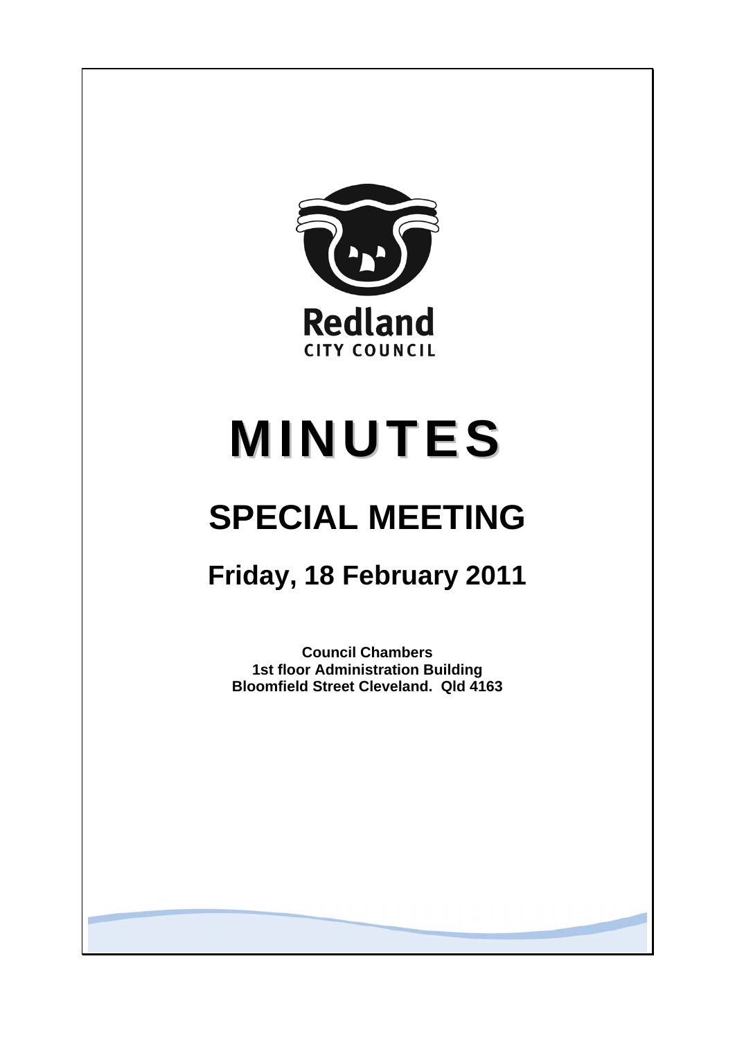Redland

CITY COUNCIL

# MINUTES

# SPECIAL MEETING

## Friday, 18 February 2011

**Council Chambers**
**1st floor Administration Building**
**Bloomfield Street Cleveland. Qld 4163**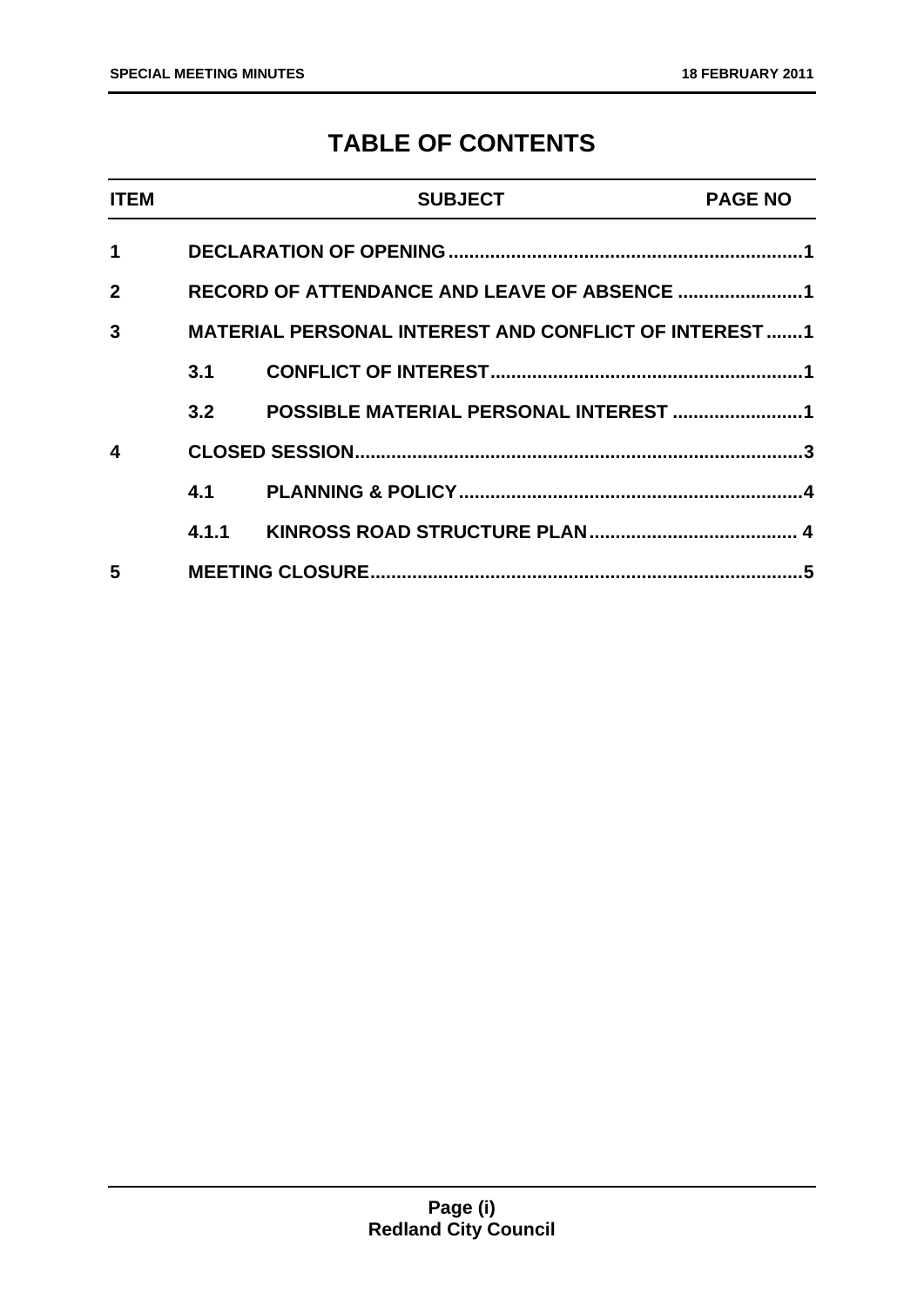# TABLE OF CONTENTS

| ITEM | | SUBJECT | PAGE NO |
|---|---|---|---|
| 1 | | DECLARATION OF OPENING | 1 |
| 2 | | RECORD OF ATTENDANCE AND LEAVE OF ABSENCE | 1 |
| 3 | | MATERIAL PERSONAL INTEREST AND CONFLICT OF INTEREST | 1 |
| | 3.1 | CONFLICT OF INTEREST | 1 |
| | 3.2 | POSSIBLE MATERIAL PERSONAL INTEREST | 1 |
| 4 | | CLOSED SESSION | 3 |
| | 4.1 | PLANNING & POLICY | 4 |
| | 4.1.1 | KINROSS ROAD STRUCTURE PLAN | 4 |
| 5 | | MEETING CLOSURE | 5 |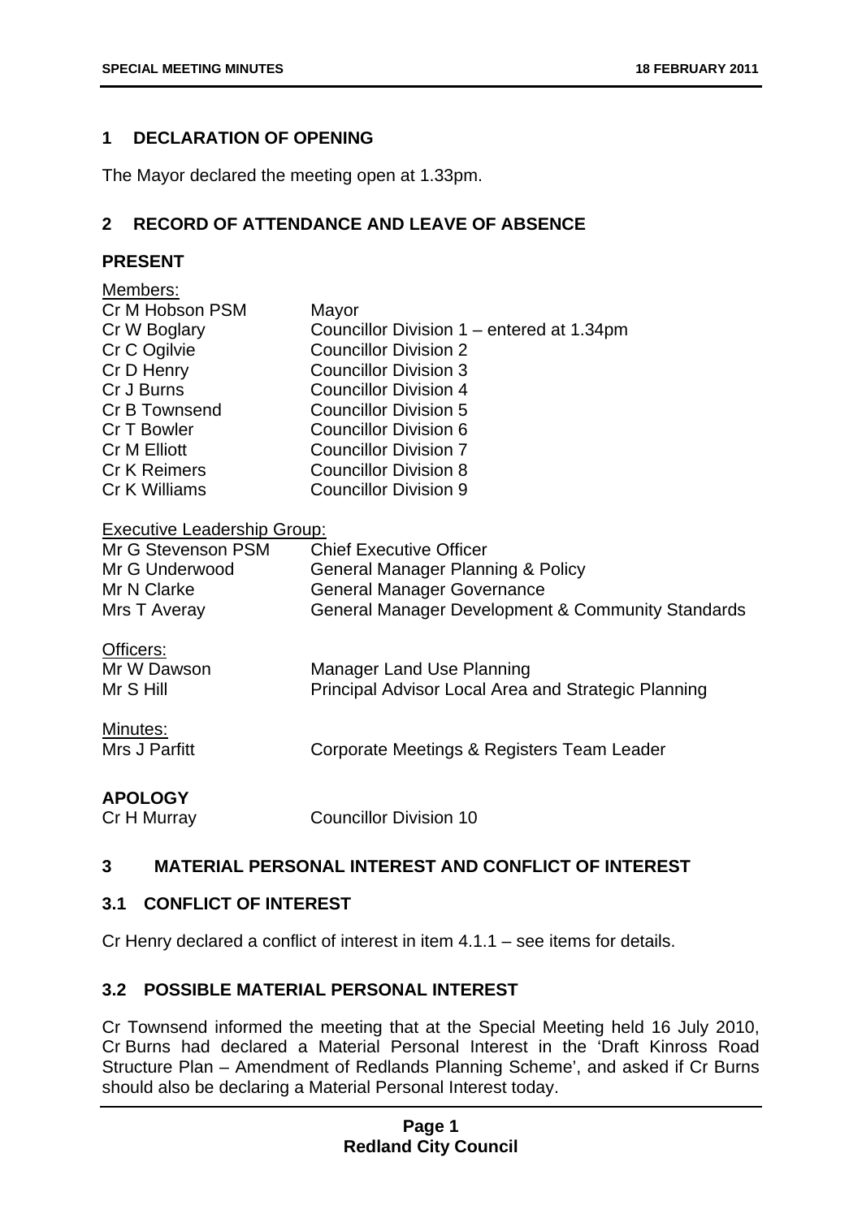## 1 DECLARATION OF OPENING

The Mayor declared the meeting open at 1.33pm.

## 2 RECORD OF ATTENDANCE AND LEAVE OF ABSENCE

### PRESENT

Members:

| | |
|---|---|
| Cr M Hobson PSM | Mayor |
| Cr W Boglary | Councillor Division 1 – entered at 1.34pm |
| Cr C Ogilvie | Councillor Division 2 |
| Cr D Henry | Councillor Division 3 |
| Cr J Burns | Councillor Division 4 |
| Cr B Townsend | Councillor Division 5 |
| Cr T Bowler | Councillor Division 6 |
| Cr M Elliott | Councillor Division 7 |
| Cr K Reimers | Councillor Division 8 |
| Cr K Williams | Councillor Division 9 |

Executive Leadership Group:

| | |
|---|---|
| Mr G Stevenson PSM | Chief Executive Officer |
| Mr G Underwood | General Manager Planning & Policy |
| Mr N Clarke | General Manager Governance |
| Mrs T Averay | General Manager Development & Community Standards |

Officers:

| | |
|---|---|
| Mr W Dawson | Manager Land Use Planning |
| Mr S Hill | Principal Advisor Local Area and Strategic Planning |

Minutes:

| | |
|---|---|
| Mrs J Parfitt | Corporate Meetings & Registers Team Leader |

### APOLOGY

| | |
|---|---|
| Cr H Murray | Councillor Division 10 |

## 3 MATERIAL PERSONAL INTEREST AND CONFLICT OF INTEREST

### 3.1 CONFLICT OF INTEREST

Cr Henry declared a conflict of interest in item 4.1.1 – see items for details.

### 3.2 POSSIBLE MATERIAL PERSONAL INTEREST

Cr Townsend informed the meeting that at the Special Meeting held 16 July 2010, Cr Burns had declared a Material Personal Interest in the 'Draft Kinross Road Structure Plan – Amendment of Redlands Planning Scheme', and asked if Cr Burns should also be declaring a Material Personal Interest today.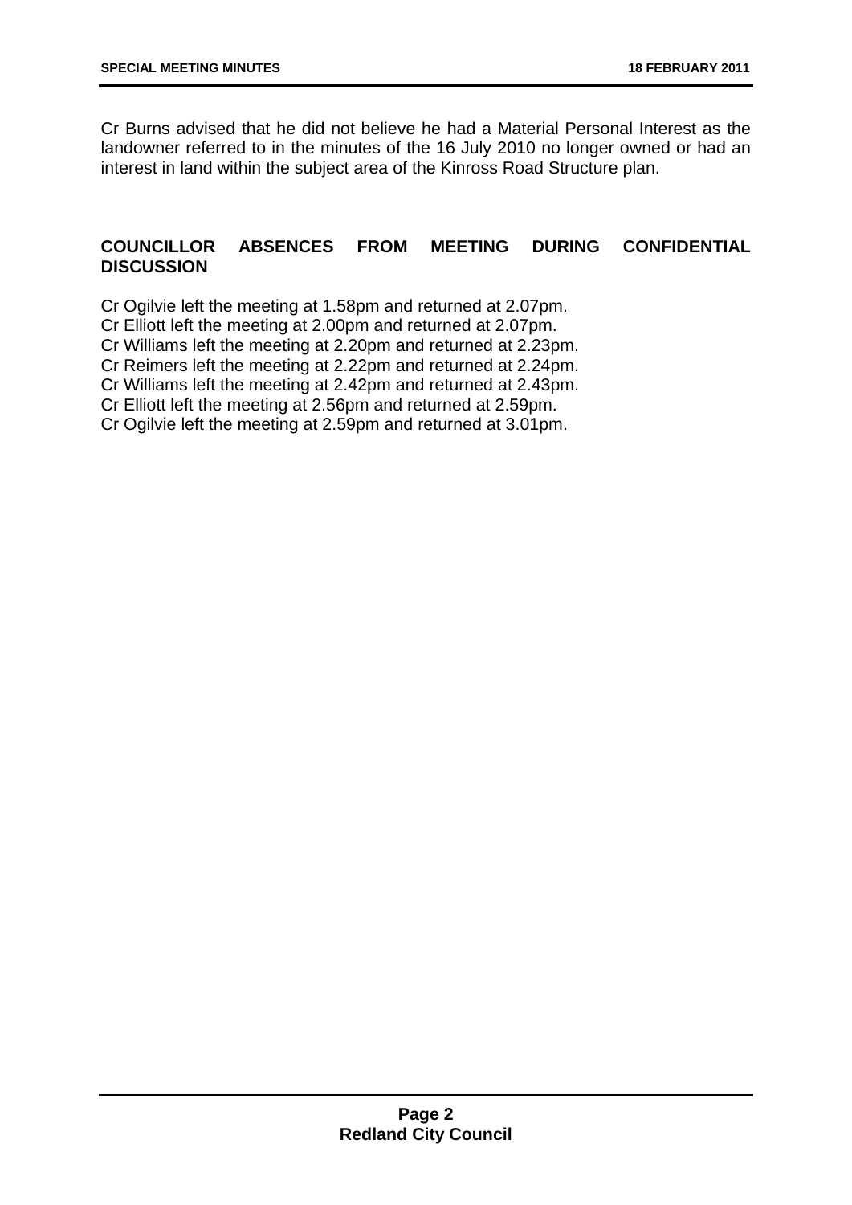Cr Burns advised that he did not believe he had a Material Personal Interest as the landowner referred to in the minutes of the 16 July 2010 no longer owned or had an interest in land within the subject area of the Kinross Road Structure plan.

## COUNCILLOR ABSENCES FROM MEETING DURING CONFIDENTIAL DISCUSSION

Cr Ogilvie left the meeting at 1.58pm and returned at 2.07pm.
Cr Elliott left the meeting at 2.00pm and returned at 2.07pm.
Cr Williams left the meeting at 2.20pm and returned at 2.23pm.
Cr Reimers left the meeting at 2.22pm and returned at 2.24pm.
Cr Williams left the meeting at 2.42pm and returned at 2.43pm.
Cr Elliott left the meeting at 2.56pm and returned at 2.59pm.
Cr Ogilvie left the meeting at 2.59pm and returned at 3.01pm.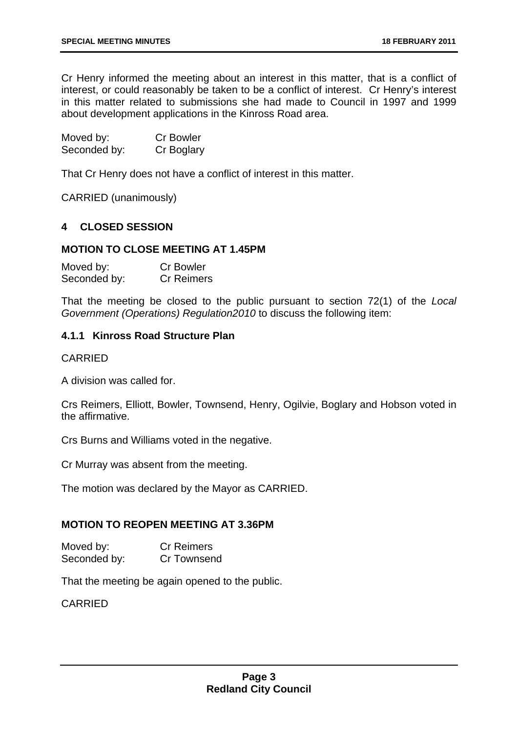Cr Henry informed the meeting about an interest in this matter, that is a conflict of interest, or could reasonably be taken to be a conflict of interest. Cr Henry's interest in this matter related to submissions she had made to Council in 1997 and 1999 about development applications in the Kinross Road area.

Moved by: Cr Bowler
Seconded by: Cr Boglary

That Cr Henry does not have a conflict of interest in this matter.

CARRIED (unanimously)

## 4 CLOSED SESSION

### MOTION TO CLOSE MEETING AT 1.45PM

Moved by: Cr Bowler
Seconded by: Cr Reimers

That the meeting be closed to the public pursuant to section 72(1) of the *Local Government (Operations) Regulation2010* to discuss the following item:

### 4.1.1 Kinross Road Structure Plan

CARRIED

A division was called for.

Crs Reimers, Elliott, Bowler, Townsend, Henry, Ogilvie, Boglary and Hobson voted in the affirmative.

Crs Burns and Williams voted in the negative.

Cr Murray was absent from the meeting.

The motion was declared by the Mayor as CARRIED.

### MOTION TO REOPEN MEETING AT 3.36PM

Moved by: Cr Reimers
Seconded by: Cr Townsend

That the meeting be again opened to the public.

CARRIED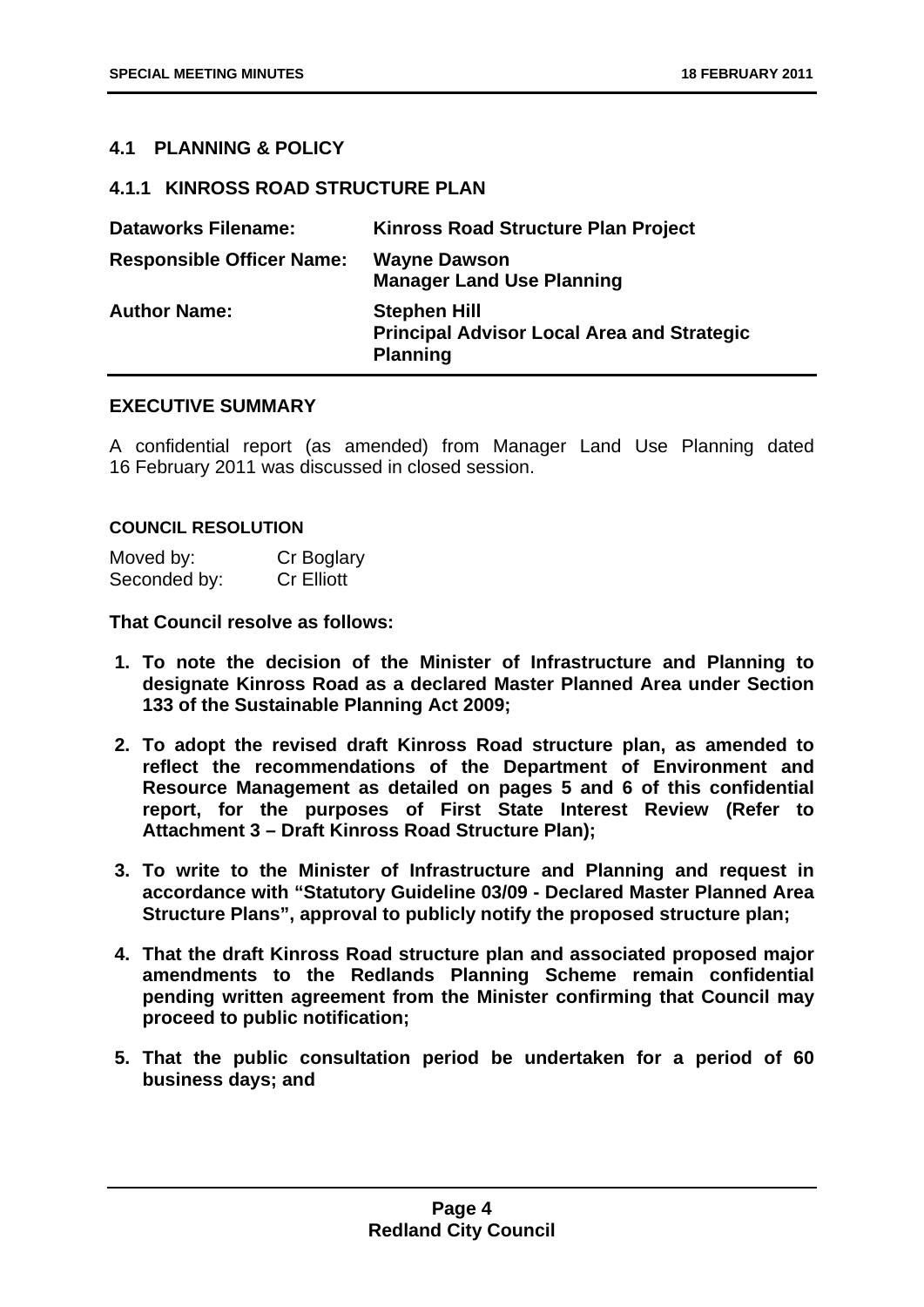## 4.1 PLANNING & POLICY

### 4.1.1 KINROSS ROAD STRUCTURE PLAN

| | |
|---|---|
| **Dataworks Filename:** | **Kinross Road Structure Plan Project** |
| **Responsible Officer Name:** | **Wayne Dawson**<br>**Manager Land Use Planning** |
| **Author Name:** | **Stephen Hill**<br>**Principal Advisor Local Area and Strategic Planning** |

**EXECUTIVE SUMMARY**

A confidential report (as amended) from Manager Land Use Planning dated 16 February 2011 was discussed in closed session.

**COUNCIL RESOLUTION**

Moved by: Cr Boglary
Seconded by: Cr Elliott

**That Council resolve as follows:**

1. **To note the decision of the Minister of Infrastructure and Planning to designate Kinross Road as a declared Master Planned Area under Section 133 of the Sustainable Planning Act 2009;**
2. **To adopt the revised draft Kinross Road structure plan, as amended to reflect the recommendations of the Department of Environment and Resource Management as detailed on pages 5 and 6 of this confidential report, for the purposes of First State Interest Review (Refer to Attachment 3 – Draft Kinross Road Structure Plan);**
3. **To write to the Minister of Infrastructure and Planning and request in accordance with "Statutory Guideline 03/09 - Declared Master Planned Area Structure Plans", approval to publicly notify the proposed structure plan;**
4. **That the draft Kinross Road structure plan and associated proposed major amendments to the Redlands Planning Scheme remain confidential pending written agreement from the Minister confirming that Council may proceed to public notification;**
5. **That the public consultation period be undertaken for a period of 60 business days; and**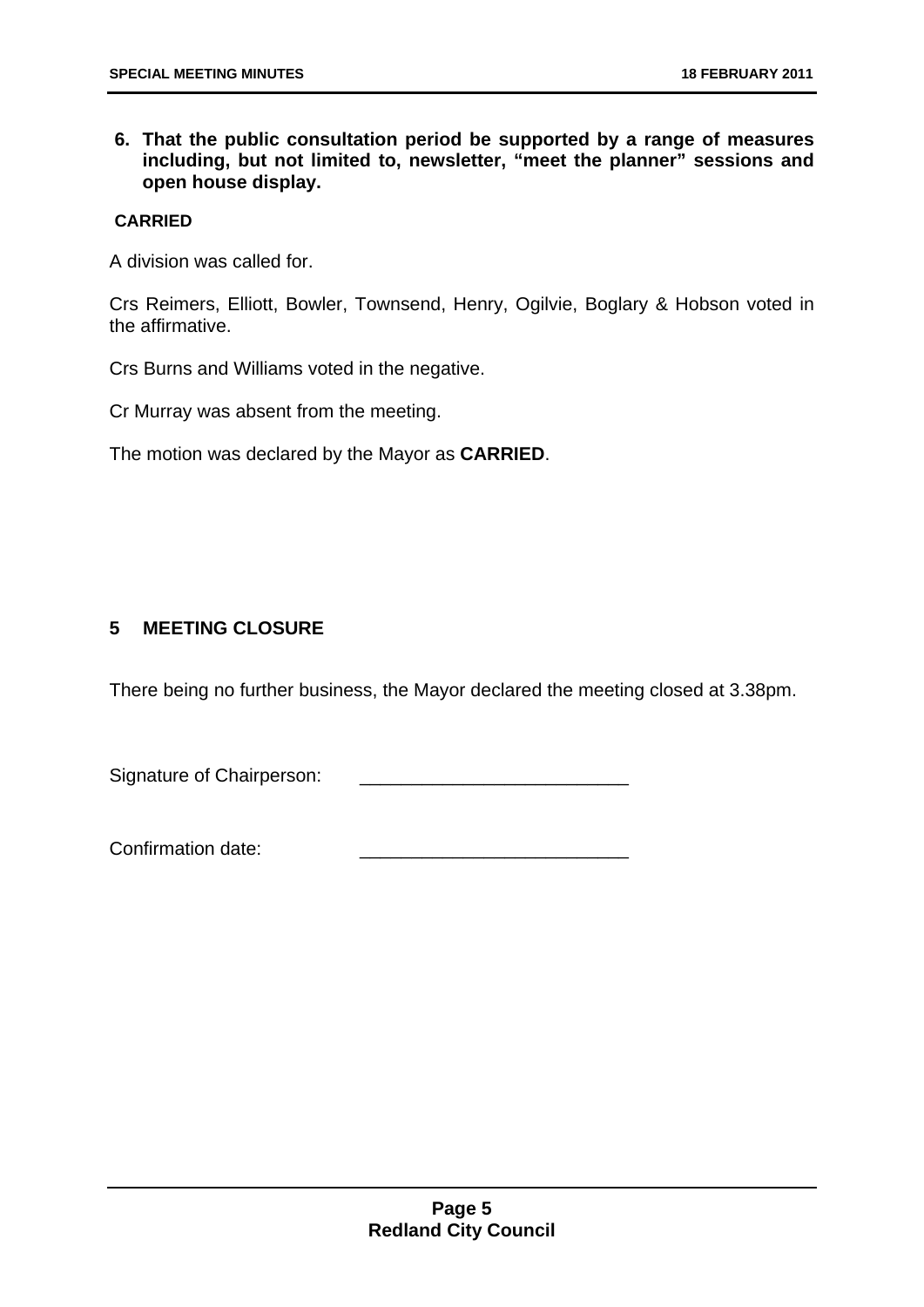**6. That the public consultation period be supported by a range of measures including, but not limited to, newsletter, "meet the planner" sessions and open house display.**

**CARRIED**

A division was called for.

Crs Reimers, Elliott, Bowler, Townsend, Henry, Ogilvie, Boglary & Hobson voted in the affirmative.

Crs Burns and Williams voted in the negative.

Cr Murray was absent from the meeting.

The motion was declared by the Mayor as **CARRIED**.

## 5 MEETING CLOSURE

There being no further business, the Mayor declared the meeting closed at 3.38pm.

Signature of Chairperson: __________________________

Confirmation date: __________________________